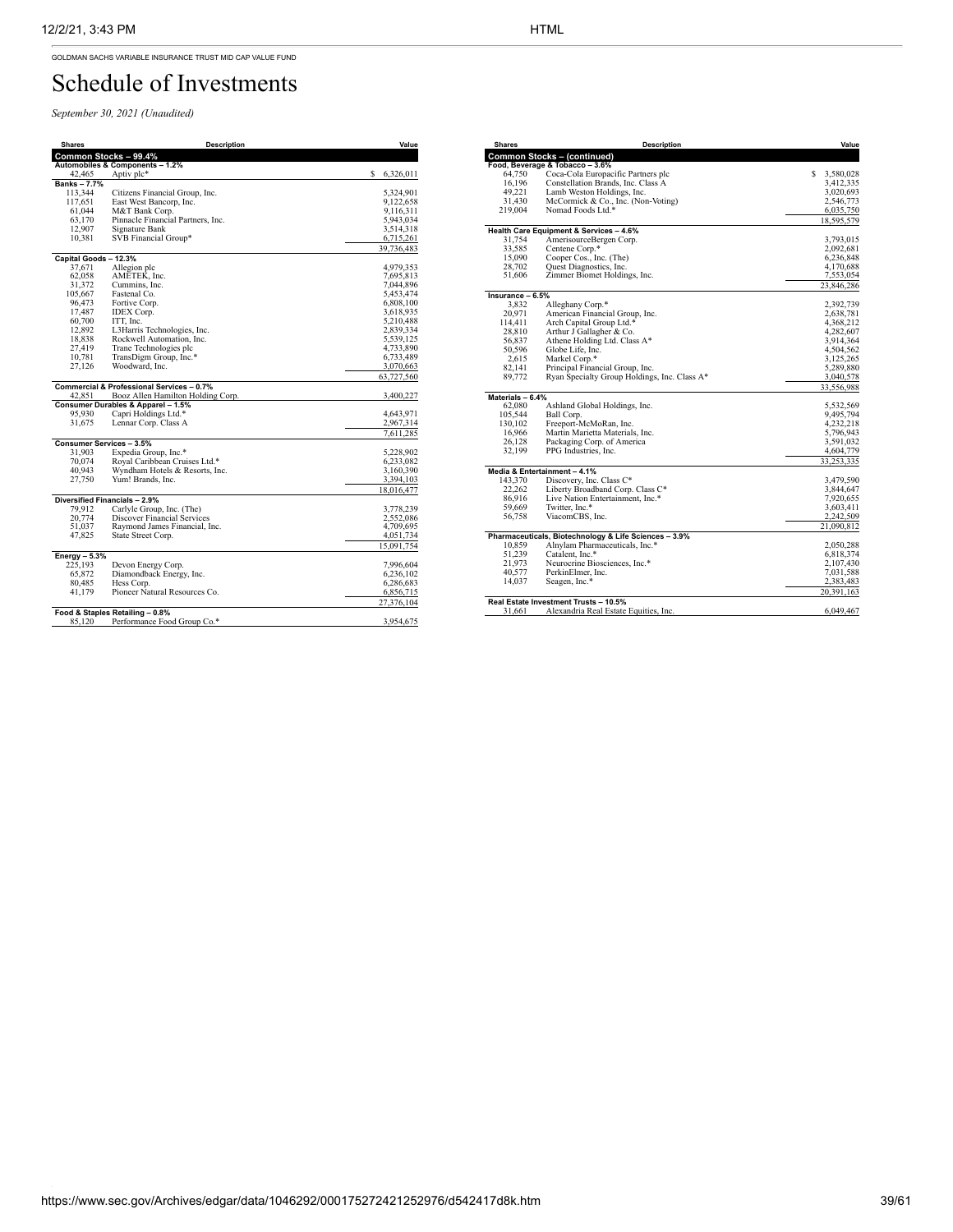GOLDMAN SACHS VARIABLE INSURANCE TRUST MID CAP VALUE FUND

# Schedule of Investments

*September 30, 2021 (Unaudited)*

| Shares | Description | Value |
|---|---|---|
| **Common Stocks – 99.4%** | | |
| **Automobiles & Components – 1.2%** | | |
| 42,465 | Aptiv plc* | $ 6,326,011 |
| **Banks – 7.7%** | | |
| 113,344 | Citizens Financial Group, Inc. | 5,324,901 |
| 117,651 | East West Bancorp, Inc. | 9,122,658 |
| 61,044 | M&T Bank Corp. | 9,116,311 |
| 63,170 | Pinnacle Financial Partners, Inc. | 5,943,034 |
| 12,907 | Signature Bank | 3,514,318 |
| 10,381 | SVB Financial Group* | 6,715,261 |
| | | 39,736,483 |
| **Capital Goods – 12.3%** | | |
| 37,671 | Allegion plc | 4,979,353 |
| 62,058 | AMETEK, Inc. | 7,695,813 |
| 31,372 | Cummins, Inc. | 7,044,896 |
| 105,667 | Fastenal Co. | 5,453,474 |
| 96,473 | Fortive Corp. | 6,808,100 |
| 17,487 | IDEX Corp. | 3,618,935 |
| 60,700 | ITT, Inc. | 5,210,488 |
| 12,892 | L3Harris Technologies, Inc. | 2,839,334 |
| 18,838 | Rockwell Automation, Inc. | 5,539,125 |
| 27,419 | Trane Technologies plc | 4,733,890 |
| 10,781 | TransDigm Group, Inc.* | 6,733,489 |
| 27,126 | Woodward, Inc. | 3,070,663 |
| | | 63,727,560 |
| **Commercial & Professional Services – 0.7%** | | |
| 42,851 | Booz Allen Hamilton Holding Corp. | 3,400,227 |
| **Consumer Durables & Apparel – 1.5%** | | |
| 95,930 | Capri Holdings Ltd.* | 4,643,971 |
| 31,675 | Lennar Corp. Class A | 2,967,314 |
| | | 7,611,285 |
| **Consumer Services – 3.5%** | | |
| 31,903 | Expedia Group, Inc.* | 5,228,902 |
| 70,074 | Royal Caribbean Cruises Ltd.* | 6,233,082 |
| 40,943 | Wyndham Hotels & Resorts, Inc. | 3,160,390 |
| 27,750 | Yum! Brands, Inc. | 3,394,103 |
| | | 18,016,477 |
| **Diversified Financials – 2.9%** | | |
| 79,912 | Carlyle Group, Inc. (The) | 3,778,239 |
| 20,774 | Discover Financial Services | 2,552,086 |
| 51,037 | Raymond James Financial, Inc. | 4,709,695 |
| 47,825 | State Street Corp. | 4,051,734 |
| | | 15,091,754 |
| **Energy – 5.3%** | | |
| 225,193 | Devon Energy Corp. | 7,996,604 |
| 65,872 | Diamondback Energy, Inc. | 6,236,102 |
| 80,485 | Hess Corp. | 6,286,683 |
| 41,179 | Pioneer Natural Resources Co. | 6,856,715 |
| | | 27,376,104 |
| **Food & Staples Retailing – 0.8%** | | |
| 85,120 | Performance Food Group Co.* | 3,954,675 |
| **Common Stocks – (continued)** | | |
| **Food, Beverage & Tobacco – 3.6%** | | |
| 64,750 | Coca-Cola Europacific Partners plc | $ 3,580,028 |
| 16,196 | Constellation Brands, Inc. Class A | 3,412,335 |
| 49,221 | Lamb Weston Holdings, Inc. | 3,020,693 |
| 31,430 | McCormick & Co., Inc. (Non-Voting) | 2,546,773 |
| 219,004 | Nomad Foods Ltd.* | 6,035,750 |
| | | 18,595,579 |
| **Health Care Equipment & Services – 4.6%** | | |
| 31,754 | AmerisourceBergen Corp. | 3,793,015 |
| 33,585 | Centene Corp.* | 2,092,681 |
| 15,090 | Cooper Cos., Inc. (The) | 6,236,848 |
| 28,702 | Quest Diagnostics, Inc. | 4,170,688 |
| 51,606 | Zimmer Biomet Holdings, Inc. | 7,553,054 |
| | | 23,846,286 |
| **Insurance – 6.5%** | | |
| 3,832 | Alleghany Corp.* | 2,392,739 |
| 20,971 | American Financial Group, Inc. | 2,638,781 |
| 114,411 | Arch Capital Group Ltd.* | 4,368,212 |
| 28,810 | Arthur J Gallagher & Co. | 4,282,607 |
| 56,837 | Athene Holding Ltd. Class A* | 3,914,364 |
| 50,596 | Globe Life, Inc. | 4,504,562 |
| 2,615 | Markel Corp.* | 3,125,265 |
| 82,141 | Principal Financial Group, Inc. | 5,289,880 |
| 89,772 | Ryan Specialty Group Holdings, Inc. Class A* | 3,040,578 |
| | | 33,556,988 |
| **Materials – 6.4%** | | |
| 62,080 | Ashland Global Holdings, Inc. | 5,532,569 |
| 105,544 | Ball Corp. | 9,495,794 |
| 130,102 | Freeport-McMoRan, Inc. | 4,232,218 |
| 16,966 | Martin Marietta Materials, Inc. | 5,796,943 |
| 26,128 | Packaging Corp. of America | 3,591,032 |
| 32,199 | PPG Industries, Inc. | 4,604,779 |
| | | 33,253,335 |
| **Media & Entertainment – 4.1%** | | |
| 143,370 | Discovery, Inc. Class C* | 3,479,590 |
| 22,262 | Liberty Broadband Corp. Class C* | 3,844,647 |
| 86,916 | Live Nation Entertainment, Inc.* | 7,920,655 |
| 59,669 | Twitter, Inc.* | 3,603,411 |
| 56,758 | ViacomCBS, Inc. | 2,242,509 |
| | | 21,090,812 |
| **Pharmaceuticals, Biotechnology & Life Sciences – 3.9%** | | |
| 10,859 | Alnylam Pharmaceuticals, Inc.* | 2,050,288 |
| 51,239 | Catalent, Inc.* | 6,818,374 |
| 21,973 | Neurocrine Biosciences, Inc.* | 2,107,430 |
| 40,577 | PerkinElmer, Inc. | 7,031,588 |
| 14,037 | Seagen, Inc.* | 2,383,483 |
| | | 20,391,163 |
| **Real Estate Investment Trusts – 10.5%** | | |
| 31,661 | Alexandria Real Estate Equities, Inc. | 6,049,467 |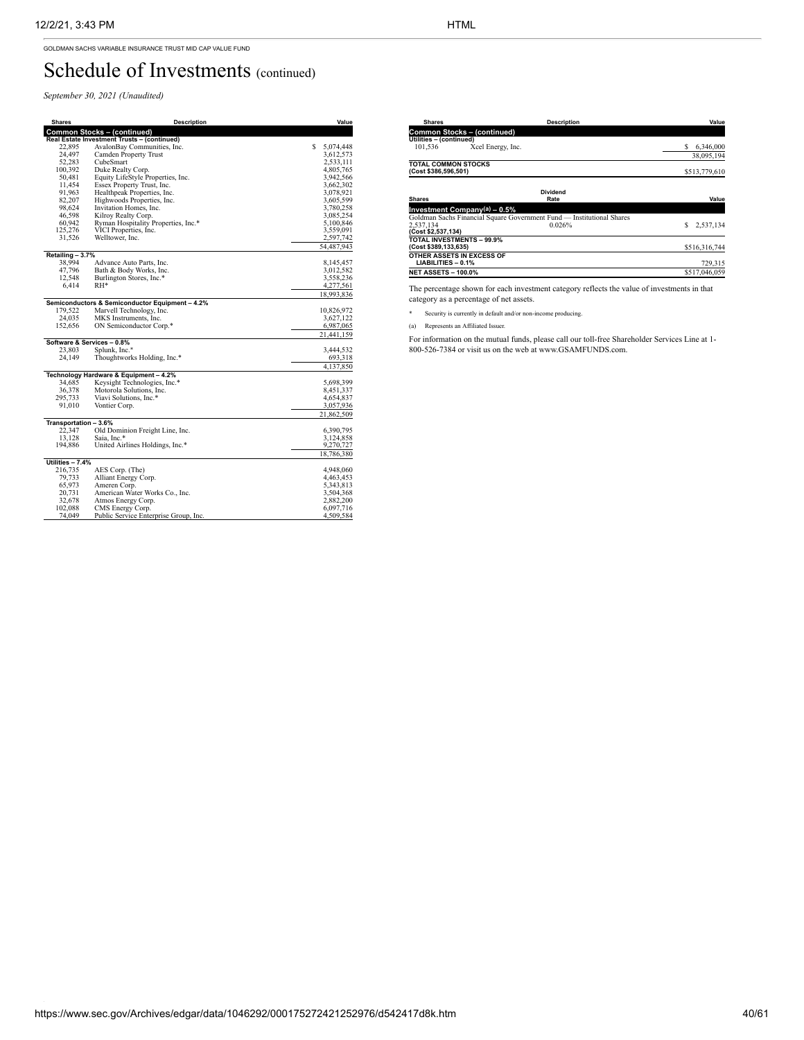GOLDMAN SACHS VARIABLE INSURANCE TRUST MID CAP VALUE FUND

# Schedule of Investments (continued)

*September 30, 2021 (Unaudited)*

| Shares | Description | Value |
|---|---|---|
| **Common Stocks – (continued)** | | |
| **Real Estate Investment Trusts – (continued)** | | |
| 22,895 | AvalonBay Communities, Inc. | $ 5,074,448 |
| 24,497 | Camden Property Trust | 3,612,573 |
| 52,283 | CubeSmart | 2,533,111 |
| 100,392 | Duke Realty Corp. | 4,805,765 |
| 50,481 | Equity LifeStyle Properties, Inc. | 3,942,566 |
| 11,454 | Essex Property Trust, Inc. | 3,662,302 |
| 91,963 | Healthpeak Properties, Inc. | 3,078,921 |
| 82,207 | Highwoods Properties, Inc. | 3,605,599 |
| 98,624 | Invitation Homes, Inc. | 3,780,258 |
| 46,598 | Kilroy Realty Corp. | 3,085,254 |
| 60,942 | Ryman Hospitality Properties, Inc.* | 5,100,846 |
| 125,276 | VICI Properties, Inc. | 3,559,091 |
| 31,526 | Welltower, Inc. | 2,597,742 |
| | | 54,487,943 |
| **Retailing – 3.7%** | | |
| 38,994 | Advance Auto Parts, Inc. | 8,145,457 |
| 47,796 | Bath & Body Works, Inc. | 3,012,582 |
| 12,548 | Burlington Stores, Inc.* | 3,558,236 |
| 6,414 | RH* | 4,277,561 |
| | | 18,993,836 |
| **Semiconductors & Semiconductor Equipment – 4.2%** | | |
| 179,522 | Marvell Technology, Inc. | 10,826,972 |
| 24,035 | MKS Instruments, Inc. | 3,627,122 |
| 152,656 | ON Semiconductor Corp.* | 6,987,065 |
| | | 21,441,159 |
| **Software & Services – 0.8%** | | |
| 23,803 | Splunk, Inc.* | 3,444,532 |
| 24,149 | Thoughtworks Holding, Inc.* | 693,318 |
| | | 4,137,850 |
| **Technology Hardware & Equipment – 4.2%** | | |
| 34,685 | Keysight Technologies, Inc.* | 5,698,399 |
| 36,378 | Motorola Solutions, Inc. | 8,451,337 |
| 295,733 | Viavi Solutions, Inc.* | 4,654,837 |
| 91,010 | Vontier Corp. | 3,057,936 |
| | | 21,862,509 |
| **Transportation – 3.6%** | | |
| 22,347 | Old Dominion Freight Line, Inc. | 6,390,795 |
| 13,128 | Saia, Inc.* | 3,124,858 |
| 194,886 | United Airlines Holdings, Inc.* | 9,270,727 |
| | | 18,786,380 |
| **Utilities – 7.4%** | | |
| 216,735 | AES Corp. (The) | 4,948,060 |
| 79,733 | Alliant Energy Corp. | 4,463,453 |
| 65,973 | Ameren Corp. | 5,343,813 |
| 20,731 | American Water Works Co., Inc. | 3,504,368 |
| 32,678 | Atmos Energy Corp. | 2,882,200 |
| 102,088 | CMS Energy Corp. | 6,097,716 |
| 74,049 | Public Service Enterprise Group, Inc. | 4,509,584 |
| 101,536 | Xcel Energy, Inc. | $ 6,346,000 |
| | | 38,095,194 |
| **TOTAL COMMON STOCKS (Cost $386,596,501)** | | $513,779,610 |

| Shares | Dividend Rate | Value |
|---|---|---|
| **Investment Company[(a)] – 0.5%** | | |
| Goldman Sachs Financial Square Government Fund — Institutional Shares | | |
| 2,537,134 | 0.026% | $ 2,537,134 |
| **(Cost $2,537,134)** | | |
| **TOTAL INVESTMENTS – 99.9% (Cost $389,133,635)** | | $516,316,744 |
| **OTHER ASSETS IN EXCESS OF LIABILITIES – 0.1%** | | 729,315 |
| **NET ASSETS – 100.0%** | | $517,046,059 |

The percentage shown for each investment category reflects the value of investments in that category as a percentage of net assets.

\* Security is currently in default and/or non-income producing.

(a) Represents an Affiliated Issuer.

For information on the mutual funds, please call our toll-free Shareholder Services Line at 1-800-526-7384 or visit us on the web at www.GSAMFUNDS.com.